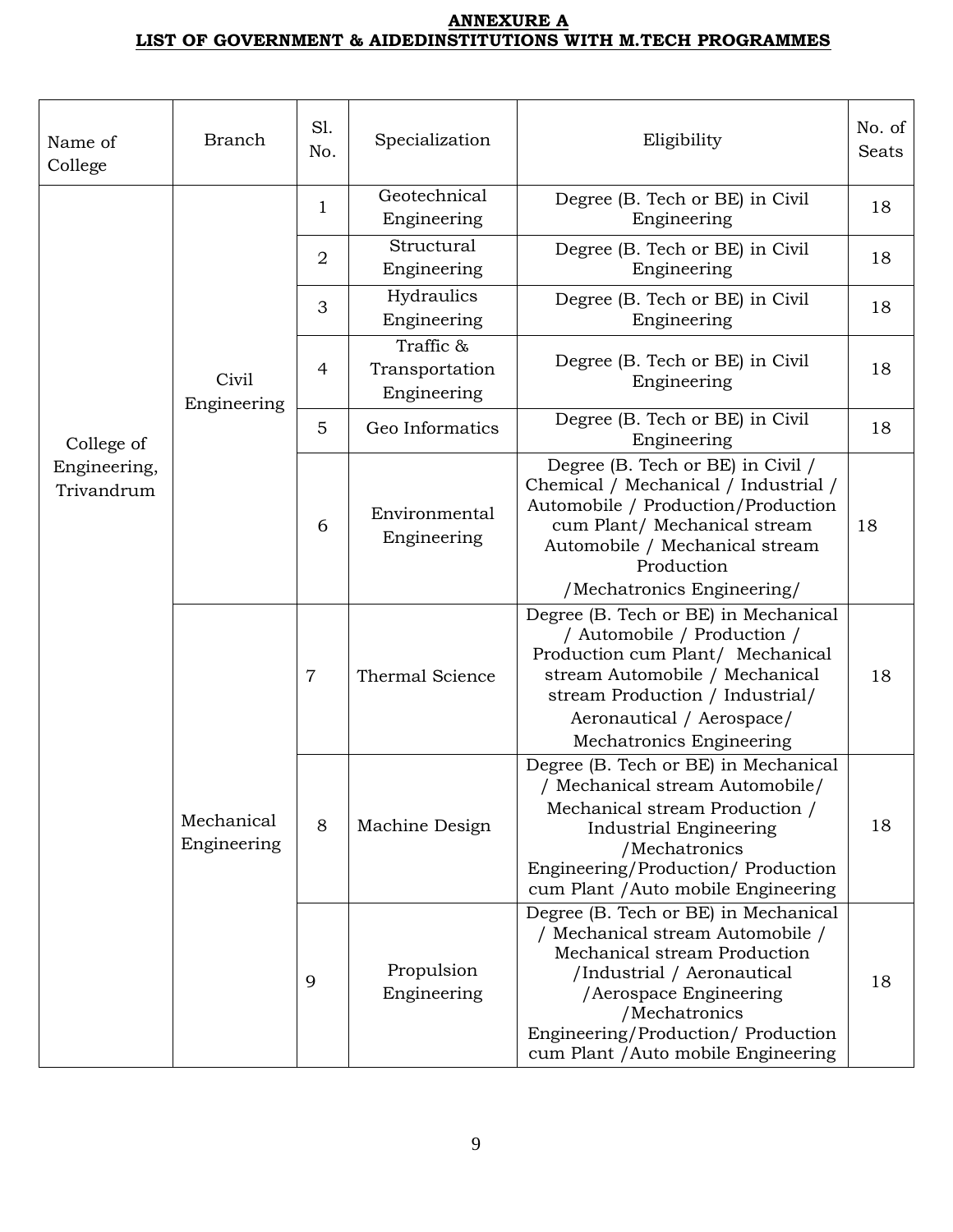## ANNEXURE A

## LIST OF GOVERNMENT & AIDEDINSTITUTIONS WITH M.TECH PROGRAMMES

| Name of College | Branch | Sl. No. | Specialization | Eligibility | No. of Seats |
|---|---|---|---|---|---|
| College of Engineering, Trivandrum | Civil Engineering | 1 | Geotechnical Engineering | Degree (B. Tech or BE) in Civil Engineering | 18 |
| | | 2 | Structural Engineering | Degree (B. Tech or BE) in Civil Engineering | 18 |
| | | 3 | Hydraulics Engineering | Degree (B. Tech or BE) in Civil Engineering | 18 |
| | | 4 | Traffic & Transportation Engineering | Degree (B. Tech or BE) in Civil Engineering | 18 |
| | | 5 | Geo Informatics | Degree (B. Tech or BE) in Civil Engineering | 18 |
| | | 6 | Environmental Engineering | Degree (B. Tech or BE) in Civil / Chemical / Mechanical / Industrial / Automobile / Production/Production cum Plant/ Mechanical stream Automobile / Mechanical stream Production /Mechatronics Engineering/ | 18 |
| | Mechanical Engineering | 7 | Thermal Science | Degree (B. Tech or BE) in Mechanical / Automobile / Production / Production cum Plant/ Mechanical stream Automobile / Mechanical stream Production / Industrial/ Aeronautical / Aerospace/ Mechatronics Engineering | 18 |
| | | 8 | Machine Design | Degree (B. Tech or BE) in Mechanical / Mechanical stream Automobile/ Mechanical stream Production / Industrial Engineering /Mechatronics Engineering/Production/ Production cum Plant /Auto mobile Engineering | 18 |
| | | 9 | Propulsion Engineering | Degree (B. Tech or BE) in Mechanical / Mechanical stream Automobile / Mechanical stream Production /Industrial / Aeronautical /Aerospace Engineering /Mechatronics Engineering/Production/ Production cum Plant /Auto mobile Engineering | 18 |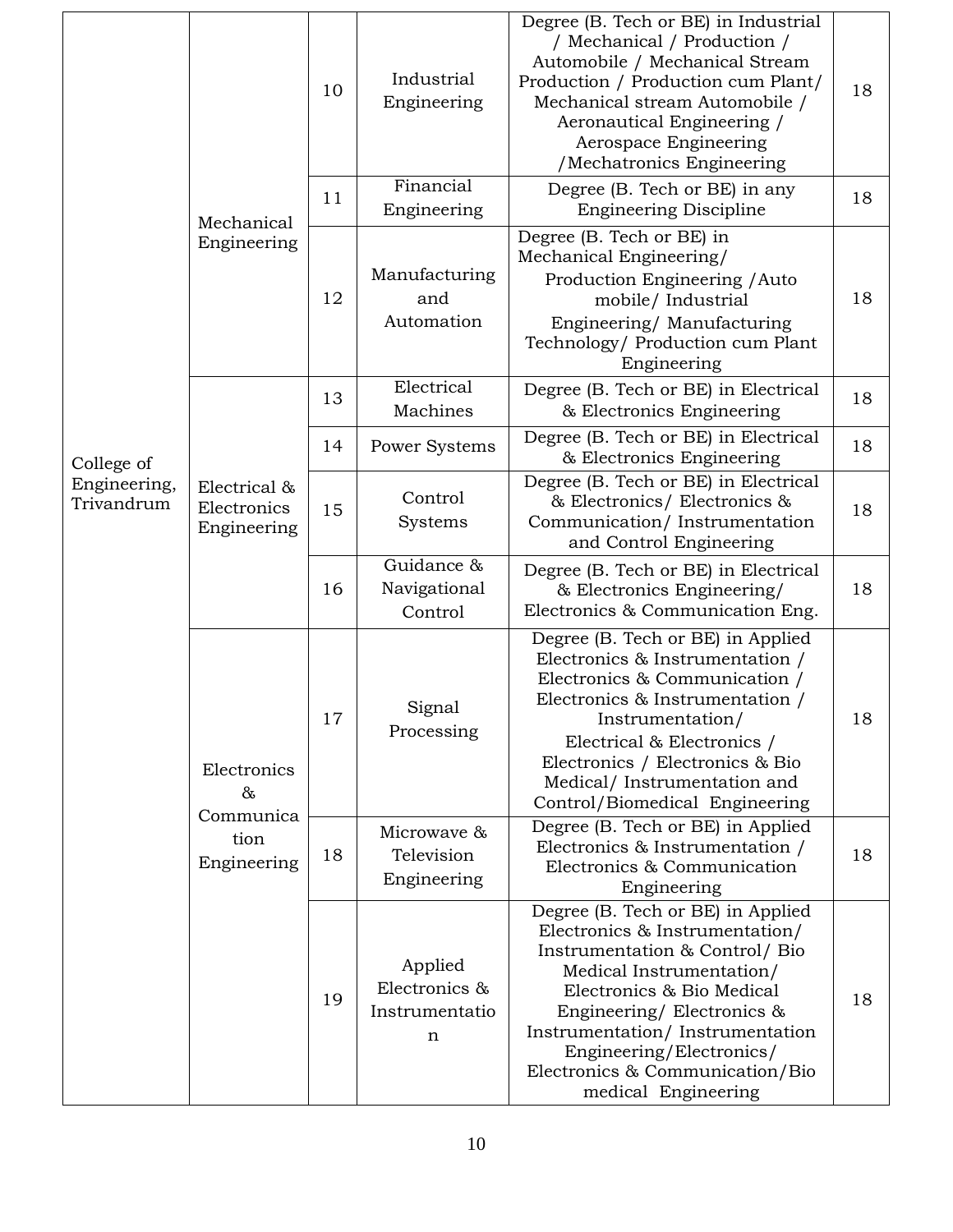| | | | | | |
|---|---|---|---|---|---|
| College of Engineering, Trivandrum | Mechanical Engineering | 10 | Industrial Engineering | Degree (B. Tech or BE) in Industrial / Mechanical / Production / Automobile / Mechanical Stream Production / Production cum Plant/ Mechanical stream Automobile / Aeronautical Engineering / Aerospace Engineering /Mechatronics Engineering | 18 |
| | | 11 | Financial Engineering | Degree (B. Tech or BE) in any Engineering Discipline | 18 |
| | | 12 | Manufacturing and Automation | Degree (B. Tech or BE) in Mechanical Engineering/ Production Engineering /Auto mobile/ Industrial Engineering/ Manufacturing Technology/ Production cum Plant Engineering | 18 |
| | Electrical & Electronics Engineering | 13 | Electrical Machines | Degree (B. Tech or BE) in Electrical & Electronics Engineering | 18 |
| | | 14 | Power Systems | Degree (B. Tech or BE) in Electrical & Electronics Engineering | 18 |
| | | 15 | Control Systems | Degree (B. Tech or BE) in Electrical & Electronics/ Electronics & Communication/ Instrumentation and Control Engineering | 18 |
| | | 16 | Guidance & Navigational Control | Degree (B. Tech or BE) in Electrical & Electronics Engineering/ Electronics & Communication Eng. | 18 |
| | Electronics & Communication Engineering | 17 | Signal Processing | Degree (B. Tech or BE) in Applied Electronics & Instrumentation / Electronics & Communication / Electronics & Instrumentation / Instrumentation/ Electrical & Electronics / Electronics / Electronics & Bio Medical/ Instrumentation and Control/Biomedical Engineering | 18 |
| | | 18 | Microwave & Television Engineering | Degree (B. Tech or BE) in Applied Electronics & Instrumentation / Electronics & Communication Engineering | 18 |
| | | 19 | Applied Electronics & Instrumentation | Degree (B. Tech or BE) in Applied Electronics & Instrumentation/ Instrumentation & Control/ Bio Medical Instrumentation/ Electronics & Bio Medical Engineering/ Electronics & Instrumentation/ Instrumentation Engineering/Electronics/ Electronics & Communication/Bio medical Engineering | 18 |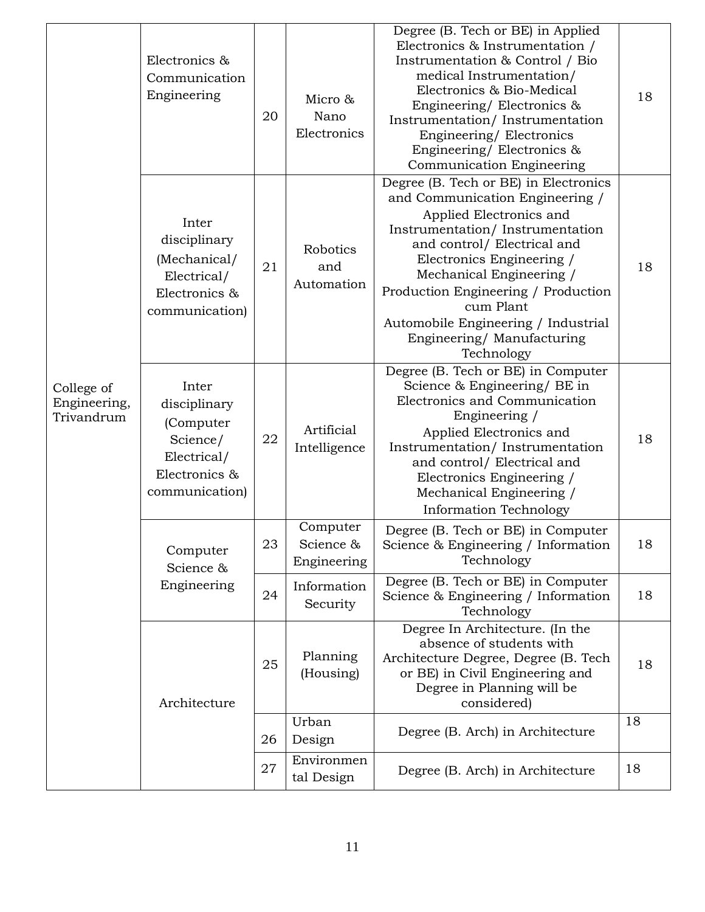| | | | | | |
|---|---|---|---|---|---|
| College of Engineering, Trivandrum | Electronics & Communication Engineering | 20 | Micro & Nano Electronics | Degree (B. Tech or BE) in Applied Electronics & Instrumentation / Instrumentation & Control / Bio medical Instrumentation/ Electronics & Bio-Medical Engineering/ Electronics & Instrumentation/ Instrumentation Engineering/ Electronics Engineering/ Electronics & Communication Engineering | 18 |
| | Inter disciplinary (Mechanical/ Electrical/ Electronics & communication) | 21 | Robotics and Automation | Degree (B. Tech or BE) in Electronics and Communication Engineering / Applied Electronics and Instrumentation/ Instrumentation and control/ Electrical and Electronics Engineering / Mechanical Engineering / Production Engineering / Production cum Plant Automobile Engineering / Industrial Engineering/ Manufacturing Technology | 18 |
| | Inter disciplinary (Computer Science/ Electrical/ Electronics & communication) | 22 | Artificial Intelligence | Degree (B. Tech or BE) in Computer Science & Engineering/ BE in Electronics and Communication Engineering / Applied Electronics and Instrumentation/ Instrumentation and control/ Electrical and Electronics Engineering / Mechanical Engineering / Information Technology | 18 |
| | Computer Science & Engineering | 23 | Computer Science & Engineering | Degree (B. Tech or BE) in Computer Science & Engineering / Information Technology | 18 |
| | | 24 | Information Security | Degree (B. Tech or BE) in Computer Science & Engineering / Information Technology | 18 |
| | Architecture | 25 | Planning (Housing) | Degree In Architecture. (In the absence of students with Architecture Degree, Degree (B. Tech or BE) in Civil Engineering and Degree in Planning will be considered) | 18 |
| | | 26 | Urban Design | Degree (B. Arch) in Architecture | 18 |
| | | 27 | Environmental Design | Degree (B. Arch) in Architecture | 18 |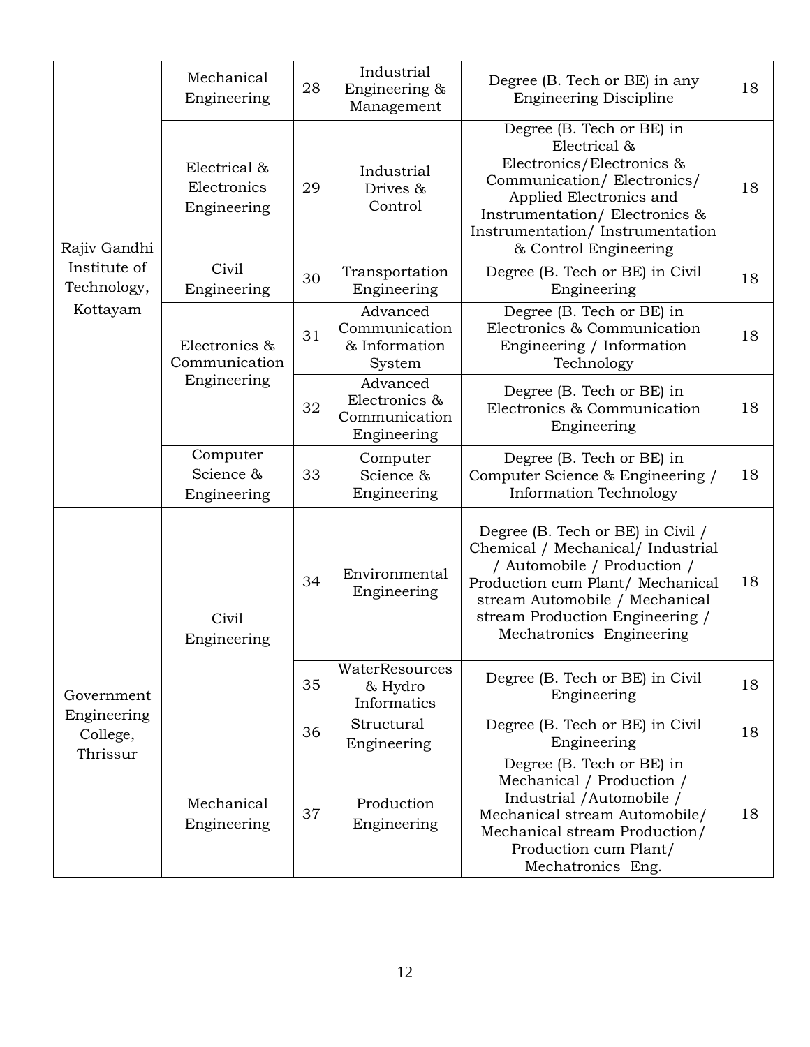| Rajiv Gandhi Institute of Technology, Kottayam | Mechanical Engineering | 28 | Industrial Engineering & Management | Degree (B. Tech or BE) in any Engineering Discipline | 18 |
|---|---|---|---|---|---|
| | Electrical & Electronics Engineering | 29 | Industrial Drives & Control | Degree (B. Tech or BE) in Electrical & Electronics/Electronics & Communication/ Electronics/ Applied Electronics and Instrumentation/ Electronics & Instrumentation/ Instrumentation & Control Engineering | 18 |
| | Civil Engineering | 30 | Transportation Engineering | Degree (B. Tech or BE) in Civil Engineering | 18 |
| | Electronics & Communication Engineering | 31 | Advanced Communication & Information System | Degree (B. Tech or BE) in Electronics & Communication Engineering / Information Technology | 18 |
| | | 32 | Advanced Electronics & Communication Engineering | Degree (B. Tech or BE) in Electronics & Communication Engineering | 18 |
| | Computer Science & Engineering | 33 | Computer Science & Engineering | Degree (B. Tech or BE) in Computer Science & Engineering / Information Technology | 18 |
| Government Engineering College, Thrissur | Civil Engineering | 34 | Environmental Engineering | Degree (B. Tech or BE) in Civil / Chemical / Mechanical/ Industrial / Automobile / Production / Production cum Plant/ Mechanical stream Automobile / Mechanical stream Production Engineering / Mechatronics Engineering | 18 |
| | | 35 | WaterResources & Hydro Informatics | Degree (B. Tech or BE) in Civil Engineering | 18 |
| | | 36 | Structural Engineering | Degree (B. Tech or BE) in Civil Engineering | 18 |
| | Mechanical Engineering | 37 | Production Engineering | Degree (B. Tech or BE) in Mechanical / Production / Industrial /Automobile / Mechanical stream Automobile/ Mechanical stream Production/ Production cum Plant/ Mechatronics Eng. | 18 |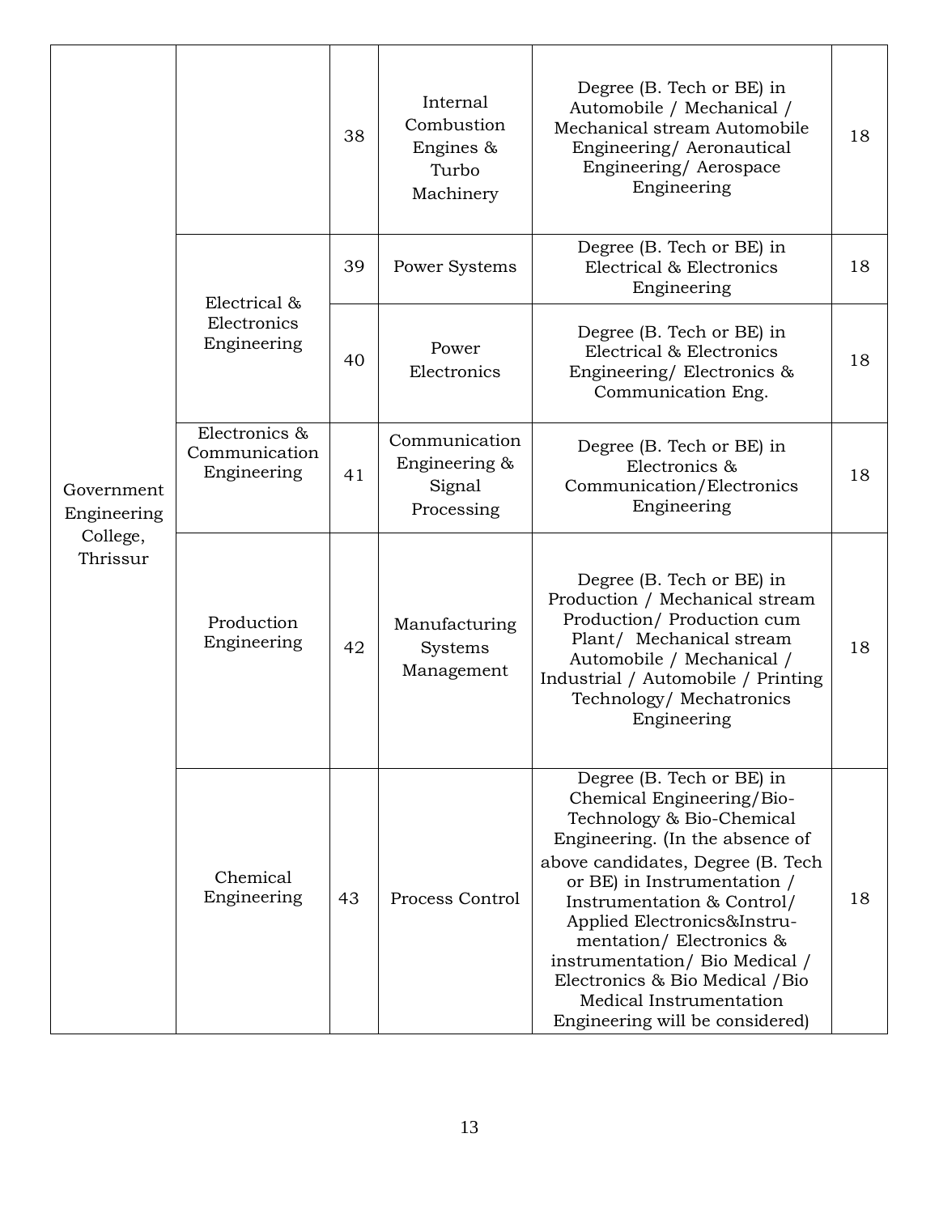| | | | | | |
|---|---|---|---|---|---|
| Government Engineering College, Thrissur | | 38 | Internal Combustion Engines & Turbo Machinery | Degree (B. Tech or BE) in Automobile / Mechanical / Mechanical stream Automobile Engineering/ Aeronautical Engineering/ Aerospace Engineering | 18 |
| | Electrical & Electronics Engineering | 39 | Power Systems | Degree (B. Tech or BE) in Electrical & Electronics Engineering | 18 |
| | | 40 | Power Electronics | Degree (B. Tech or BE) in Electrical & Electronics Engineering/ Electronics & Communication Eng. | 18 |
| | Electronics & Communication Engineering | 41 | Communication Engineering & Signal Processing | Degree (B. Tech or BE) in Electronics & Communication/Electronics Engineering | 18 |
| | Production Engineering | 42 | Manufacturing Systems Management | Degree (B. Tech or BE) in Production / Mechanical stream Production/ Production cum Plant/ Mechanical stream Automobile / Mechanical / Industrial / Automobile / Printing Technology/ Mechatronics Engineering | 18 |
| | Chemical Engineering | 43 | Process Control | Degree (B. Tech or BE) in Chemical Engineering/Bio-Technology & Bio-Chemical Engineering. (In the absence of above candidates, Degree (B. Tech or BE) in Instrumentation / Instrumentation & Control/ Applied Electronics&Instru-mentation/ Electronics & instrumentation/ Bio Medical / Electronics & Bio Medical /Bio Medical Instrumentation Engineering will be considered) | 18 |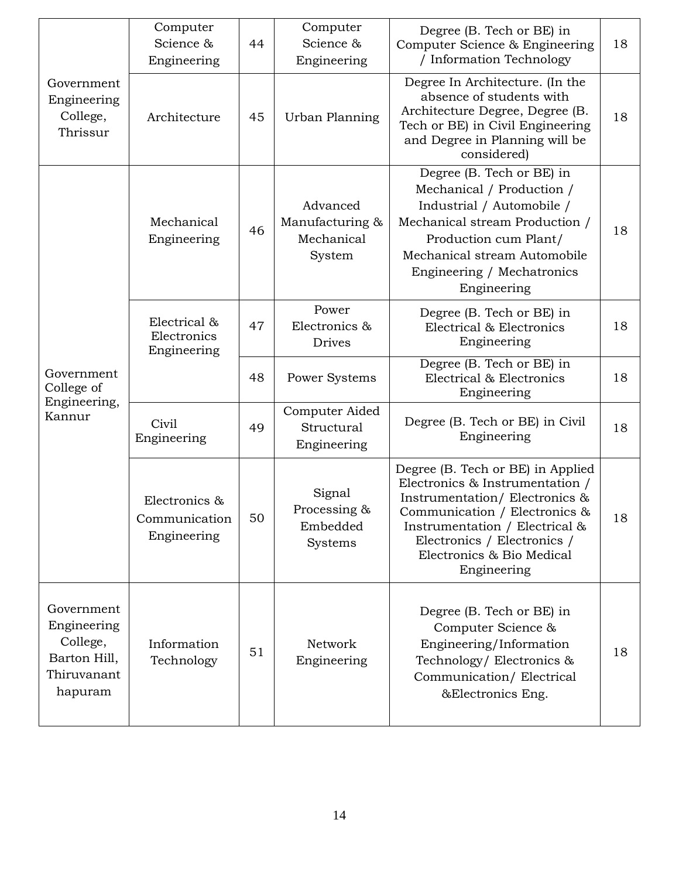| | | | | | |
|---|---|---|---|---|---|
| Government Engineering College, Thrissur | Computer Science & Engineering | 44 | Computer Science & Engineering | Degree (B. Tech or BE) in Computer Science & Engineering / Information Technology | 18 |
| | Architecture | 45 | Urban Planning | Degree In Architecture. (In the absence of students with Architecture Degree, Degree (B. Tech or BE) in Civil Engineering and Degree in Planning will be considered) | 18 |
| Government College of Engineering, Kannur | Mechanical Engineering | 46 | Advanced Manufacturing & Mechanical System | Degree (B. Tech or BE) in Mechanical / Production / Industrial / Automobile / Mechanical stream Production / Production cum Plant/ Mechanical stream Automobile Engineering / Mechatronics Engineering | 18 |
| | Electrical & Electronics Engineering | 47 | Power Electronics & Drives | Degree (B. Tech or BE) in Electrical & Electronics Engineering | 18 |
| | | 48 | Power Systems | Degree (B. Tech or BE) in Electrical & Electronics Engineering | 18 |
| | Civil Engineering | 49 | Computer Aided Structural Engineering | Degree (B. Tech or BE) in Civil Engineering | 18 |
| | Electronics & Communication Engineering | 50 | Signal Processing & Embedded Systems | Degree (B. Tech or BE) in Applied Electronics & Instrumentation / Instrumentation/ Electronics & Communication / Electronics & Instrumentation / Electrical & Electronics / Electronics / Electronics & Bio Medical Engineering | 18 |
| Government Engineering College, Barton Hill, Thiruvananthapuram | Information Technology | 51 | Network Engineering | Degree (B. Tech or BE) in Computer Science & Engineering/Information Technology/ Electronics & Communication/ Electrical &Electronics Eng. | 18 |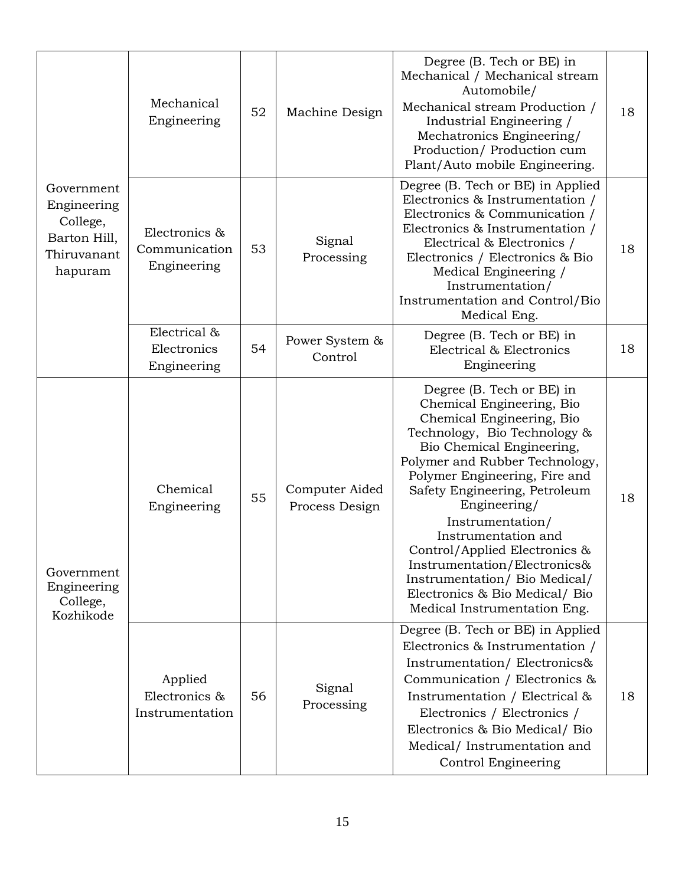| | | | | | |
|---|---|---|---|---|---|
| Government Engineering College, Barton Hill, Thiruvananthapuram | Mechanical Engineering | 52 | Machine Design | Degree (B. Tech or BE) in Mechanical / Mechanical stream Automobile/ Mechanical stream Production / Industrial Engineering / Mechatronics Engineering/ Production/ Production cum Plant/Auto mobile Engineering. | 18 |
| | Electronics & Communication Engineering | 53 | Signal Processing | Degree (B. Tech or BE) in Applied Electronics & Instrumentation / Electronics & Communication / Electronics & Instrumentation / Electrical & Electronics / Electronics / Electronics & Bio Medical Engineering / Instrumentation/ Instrumentation and Control/Bio Medical Eng. | 18 |
| | Electrical & Electronics Engineering | 54 | Power System & Control | Degree (B. Tech or BE) in Electrical & Electronics Engineering | 18 |
| Government Engineering College, Kozhikode | Chemical Engineering | 55 | Computer Aided Process Design | Degree (B. Tech or BE) in Chemical Engineering, Bio Chemical Engineering, Bio Technology, Bio Technology & Bio Chemical Engineering, Polymer and Rubber Technology, Polymer Engineering, Fire and Safety Engineering, Petroleum Engineering/ Instrumentation/ Instrumentation and Control/Applied Electronics & Instrumentation/Electronics& Instrumentation/ Bio Medical/ Electronics & Bio Medical/ Bio Medical Instrumentation Eng. | 18 |
| | Applied Electronics & Instrumentation | 56 | Signal Processing | Degree (B. Tech or BE) in Applied Electronics & Instrumentation / Instrumentation/ Electronics& Communication / Electronics & Instrumentation / Electrical & Electronics / Electronics / Electronics & Bio Medical/ Bio Medical/ Instrumentation and Control Engineering | 18 |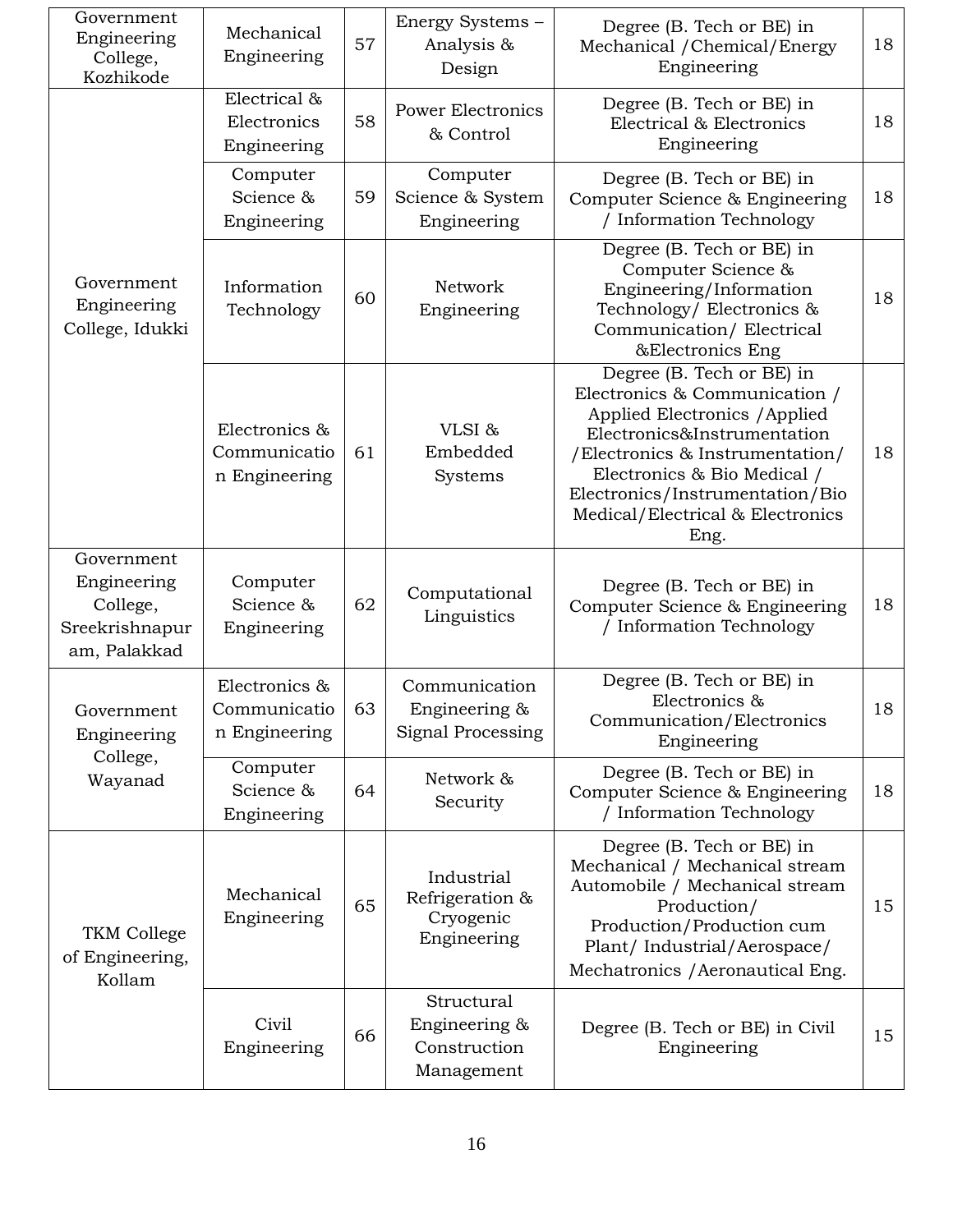| Government Engineering College, Kozhikode | Mechanical Engineering | 57 | Energy Systems – Analysis & Design | Degree (B. Tech or BE) in Mechanical /Chemical/Energy Engineering | 18 |
|---|---|---|---|---|---|
| Government Engineering College, Idukki | Electrical & Electronics Engineering | 58 | Power Electronics & Control | Degree (B. Tech or BE) in Electrical & Electronics Engineering | 18 |
| | Computer Science & Engineering | 59 | Computer Science & System Engineering | Degree (B. Tech or BE) in Computer Science & Engineering / Information Technology | 18 |
| | Information Technology | 60 | Network Engineering | Degree (B. Tech or BE) in Computer Science & Engineering/Information Technology/ Electronics & Communication/ Electrical &Electronics Eng | 18 |
| | Electronics & Communication Engineering | 61 | VLSI & Embedded Systems | Degree (B. Tech or BE) in Electronics & Communication / Applied Electronics /Applied Electronics&Instrumentation /Electronics & Instrumentation/ Electronics & Bio Medical / Electronics/Instrumentation/Bio Medical/Electrical & Electronics Eng. | 18 |
| Government Engineering College, Sreekrishnapuram, Palakkad | Computer Science & Engineering | 62 | Computational Linguistics | Degree (B. Tech or BE) in Computer Science & Engineering / Information Technology | 18 |
| Government Engineering College, Wayanad | Electronics & Communication Engineering | 63 | Communication Engineering & Signal Processing | Degree (B. Tech or BE) in Electronics & Communication/Electronics Engineering | 18 |
| | Computer Science & Engineering | 64 | Network & Security | Degree (B. Tech or BE) in Computer Science & Engineering / Information Technology | 18 |
| TKM College of Engineering, Kollam | Mechanical Engineering | 65 | Industrial Refrigeration & Cryogenic Engineering | Degree (B. Tech or BE) in Mechanical / Mechanical stream Automobile / Mechanical stream Production/ Production/Production cum Plant/ Industrial/Aerospace/ Mechatronics /Aeronautical Eng. | 15 |
| | Civil Engineering | 66 | Structural Engineering & Construction Management | Degree (B. Tech or BE) in Civil Engineering | 15 |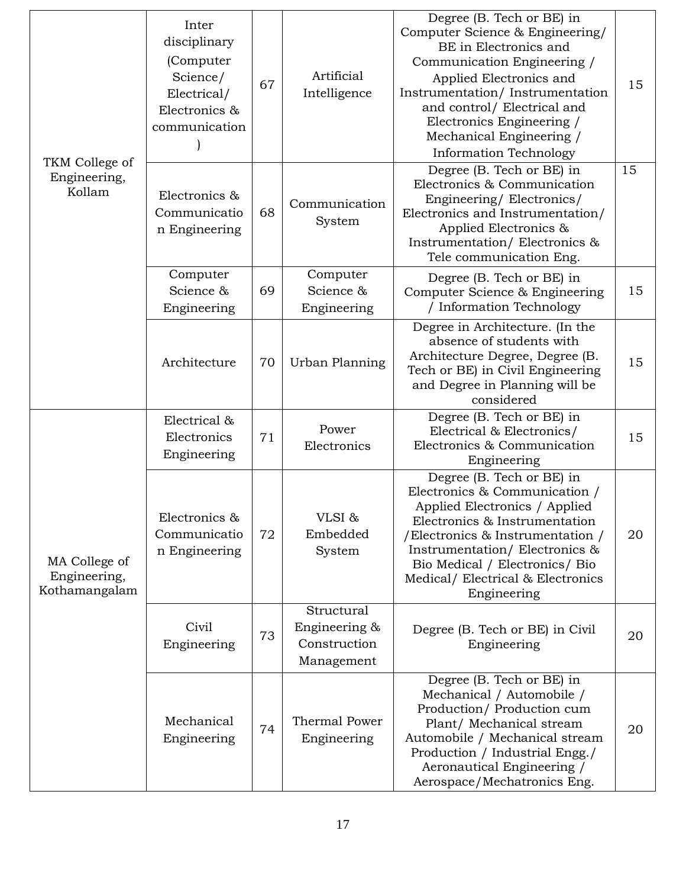| | | | | | |
|---|---|---|---|---|---|
| TKM College of Engineering, Kollam | Inter disciplinary (Computer Science/ Electrical/ Electronics & communication ) | 67 | Artificial Intelligence | Degree (B. Tech or BE) in Computer Science & Engineering/ BE in Electronics and Communication Engineering / Applied Electronics and Instrumentation/ Instrumentation and control/ Electrical and Electronics Engineering / Mechanical Engineering / Information Technology | 15 |
| | Electronics & Communication Engineering | 68 | Communication System | Degree (B. Tech or BE) in Electronics & Communication Engineering/ Electronics/ Electronics and Instrumentation/ Applied Electronics & Instrumentation/ Electronics & Tele communication Eng. | 15 |
| | Computer Science & Engineering | 69 | Computer Science & Engineering | Degree (B. Tech or BE) in Computer Science & Engineering / Information Technology | 15 |
| | Architecture | 70 | Urban Planning | Degree in Architecture. (In the absence of students with Architecture Degree, Degree (B. Tech or BE) in Civil Engineering and Degree in Planning will be considered | 15 |
| MA College of Engineering, Kothamangalam | Electrical & Electronics Engineering | 71 | Power Electronics | Degree (B. Tech or BE) in Electrical & Electronics/ Electronics & Communication Engineering | 15 |
| | Electronics & Communication Engineering | 72 | VLSI & Embedded System | Degree (B. Tech or BE) in Electronics & Communication / Applied Electronics / Applied Electronics & Instrumentation /Electronics & Instrumentation / Instrumentation/ Electronics & Bio Medical / Electronics/ Bio Medical/ Electrical & Electronics Engineering | 20 |
| | Civil Engineering | 73 | Structural Engineering & Construction Management | Degree (B. Tech or BE) in Civil Engineering | 20 |
| | Mechanical Engineering | 74 | Thermal Power Engineering | Degree (B. Tech or BE) in Mechanical / Automobile / Production/ Production cum Plant/ Mechanical stream Automobile / Mechanical stream Production / Industrial Engg./ Aeronautical Engineering / Aerospace/Mechatronics Eng. | 20 |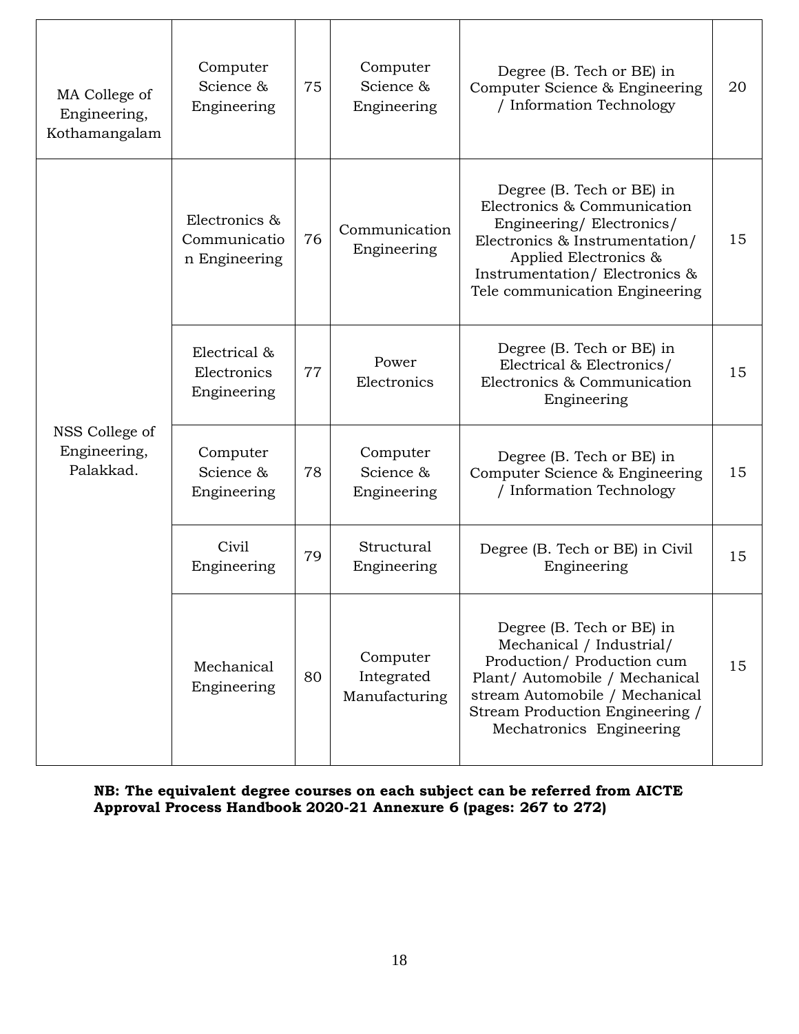| | | | | | |
|---|---|---|---|---|---|
| MA College of Engineering, Kothamangalam | Computer Science & Engineering | 75 | Computer Science & Engineering | Degree (B. Tech or BE) in Computer Science & Engineering / Information Technology | 20 |
| NSS College of Engineering, Palakkad. | Electronics & Communication Engineering | 76 | Communication Engineering | Degree (B. Tech or BE) in Electronics & Communication Engineering/ Electronics/ Electronics & Instrumentation/ Applied Electronics & Instrumentation/ Electronics & Tele communication Engineering | 15 |
| | Electrical & Electronics Engineering | 77 | Power Electronics | Degree (B. Tech or BE) in Electrical & Electronics/ Electronics & Communication Engineering | 15 |
| | Computer Science & Engineering | 78 | Computer Science & Engineering | Degree (B. Tech or BE) in Computer Science & Engineering / Information Technology | 15 |
| | Civil Engineering | 79 | Structural Engineering | Degree (B. Tech or BE) in Civil Engineering | 15 |
| | Mechanical Engineering | 80 | Computer Integrated Manufacturing | Degree (B. Tech or BE) in Mechanical / Industrial/ Production/ Production cum Plant/ Automobile / Mechanical stream Automobile / Mechanical Stream Production Engineering / Mechatronics Engineering | 15 |

**NB: The equivalent degree courses on each subject can be referred from AICTE Approval Process Handbook 2020-21 Annexure 6 (pages: 267 to 272)**